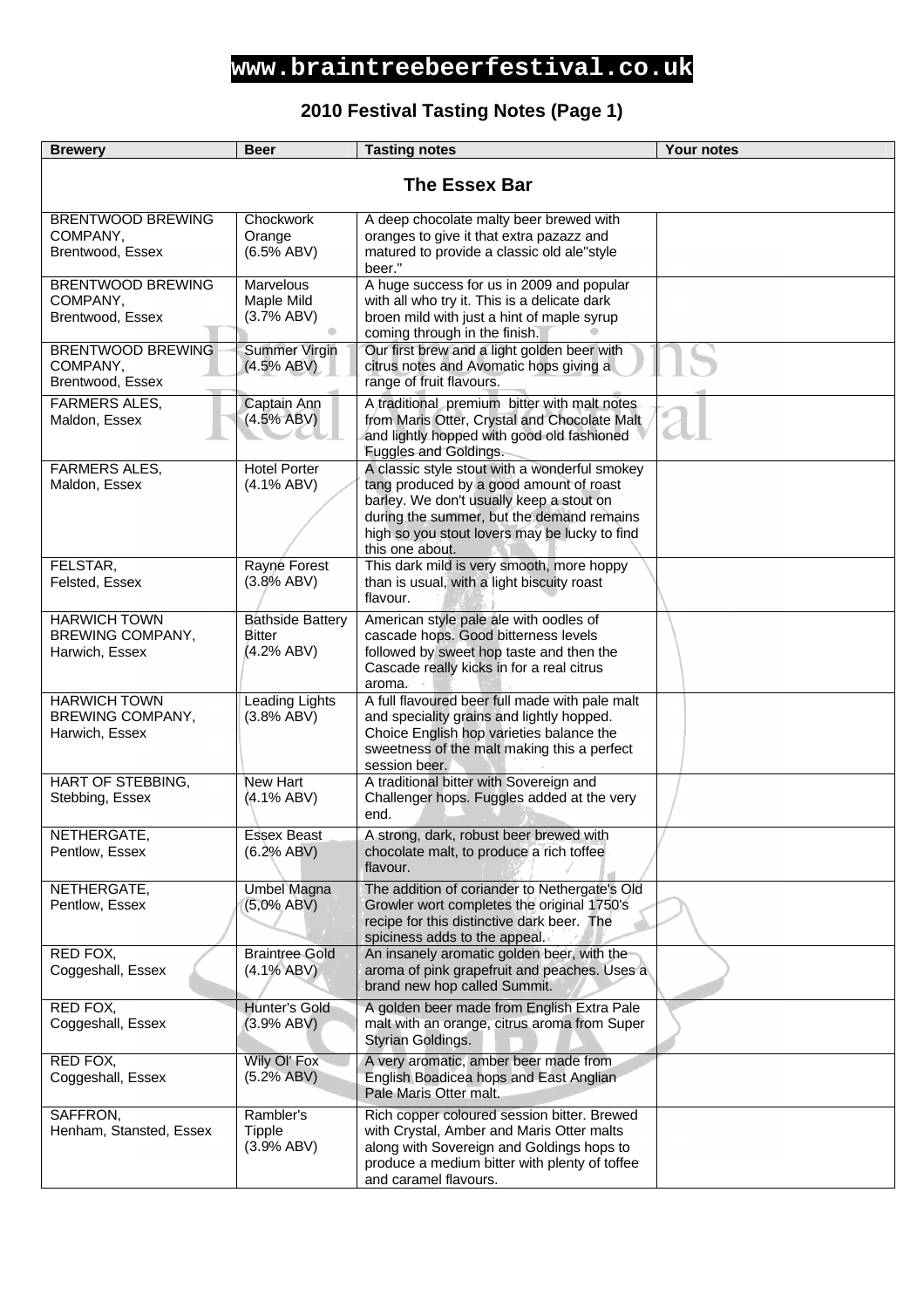# www.braintreebeerfestival.co.uk

## 2010 Festival Tasting Notes (Page 1)

| Brewery | Beer | Tasting notes | Your notes |
|---|---|---|---|
| **The Essex Bar** | | | |
| BRENTWOOD BREWING COMPANY, Brentwood, Essex | Chockwork Orange (6.5% ABV) | A deep chocolate malty beer brewed with oranges to give it that extra pazazz and matured to provide a classic old ale"style beer." | |
| BRENTWOOD BREWING COMPANY, Brentwood, Essex | Marvelous Maple Mild (3.7% ABV) | A huge success for us in 2009 and popular with all who try it. This is a delicate dark broen mild with just a hint of maple syrup coming through in the finish. | |
| BRENTWOOD BREWING COMPANY, Brentwood, Essex | Summer Virgin (4.5% ABV) | Our first brew and a light golden beer with citrus notes and Avomatic hops giving a range of fruit flavours. | |
| FARMERS ALES, Maldon, Essex | Captain Ann (4.5% ABV) | A traditional premium bitter with malt notes from Maris Otter, Crystal and Chocolate Malt and lightly hopped with good old fashioned Fuggles and Goldings. | |
| FARMERS ALES, Maldon, Essex | Hotel Porter (4.1% ABV) | A classic style stout with a wonderful smokey tang produced by a good amount of roast barley. We don't usually keep a stout on during the summer, but the demand remains high so you stout lovers may be lucky to find this one about. | |
| FELSTAR, Felsted, Essex | Rayne Forest (3.8% ABV) | This dark mild is very smooth, more hoppy than is usual, with a light biscuity roast flavour. | |
| HARWICH TOWN BREWING COMPANY, Harwich, Essex | Bathside Battery Bitter (4.2% ABV) | American style pale ale with oodles of cascade hops. Good bitterness levels followed by sweet hop taste and then the Cascade really kicks in for a real citrus aroma. | |
| HARWICH TOWN BREWING COMPANY, Harwich, Essex | Leading Lights (3.8% ABV) | A full flavoured beer full made with pale malt and speciality grains and lightly hopped. Choice English hop varieties balance the sweetness of the malt making this a perfect session beer. | |
| HART OF STEBBING, Stebbing, Essex | New Hart (4.1% ABV) | A traditional bitter with Sovereign and Challenger hops. Fuggles added at the very end. | |
| NETHERGATE, Pentlow, Essex | Essex Beast (6.2% ABV) | A strong, dark, robust beer brewed with chocolate malt, to produce a rich toffee flavour. | |
| NETHERGATE, Pentlow, Essex | Umbel Magna (5,0% ABV) | The addition of coriander to Nethergate's Old Growler wort completes the original 1750's recipe for this distinctive dark beer. The spiciness adds to the appeal. | |
| RED FOX, Coggeshall, Essex | Braintree Gold (4.1% ABV) | An insanely aromatic golden beer, with the aroma of pink grapefruit and peaches. Uses a brand new hop called Summit. | |
| RED FOX, Coggeshall, Essex | Hunter's Gold (3.9% ABV) | A golden beer made from English Extra Pale malt with an orange, citrus aroma from Super Styrian Goldings. | |
| RED FOX, Coggeshall, Essex | Wily Ol' Fox (5.2% ABV) | A very aromatic, amber beer made from English Boadicea hops and East Anglian Pale Maris Otter malt. | |
| SAFFRON, Henham, Stansted, Essex | Rambler's Tipple (3.9% ABV) | Rich copper coloured session bitter. Brewed with Crystal, Amber and Maris Otter malts along with Sovereign and Goldings hops to produce a medium bitter with plenty of toffee and caramel flavours. | |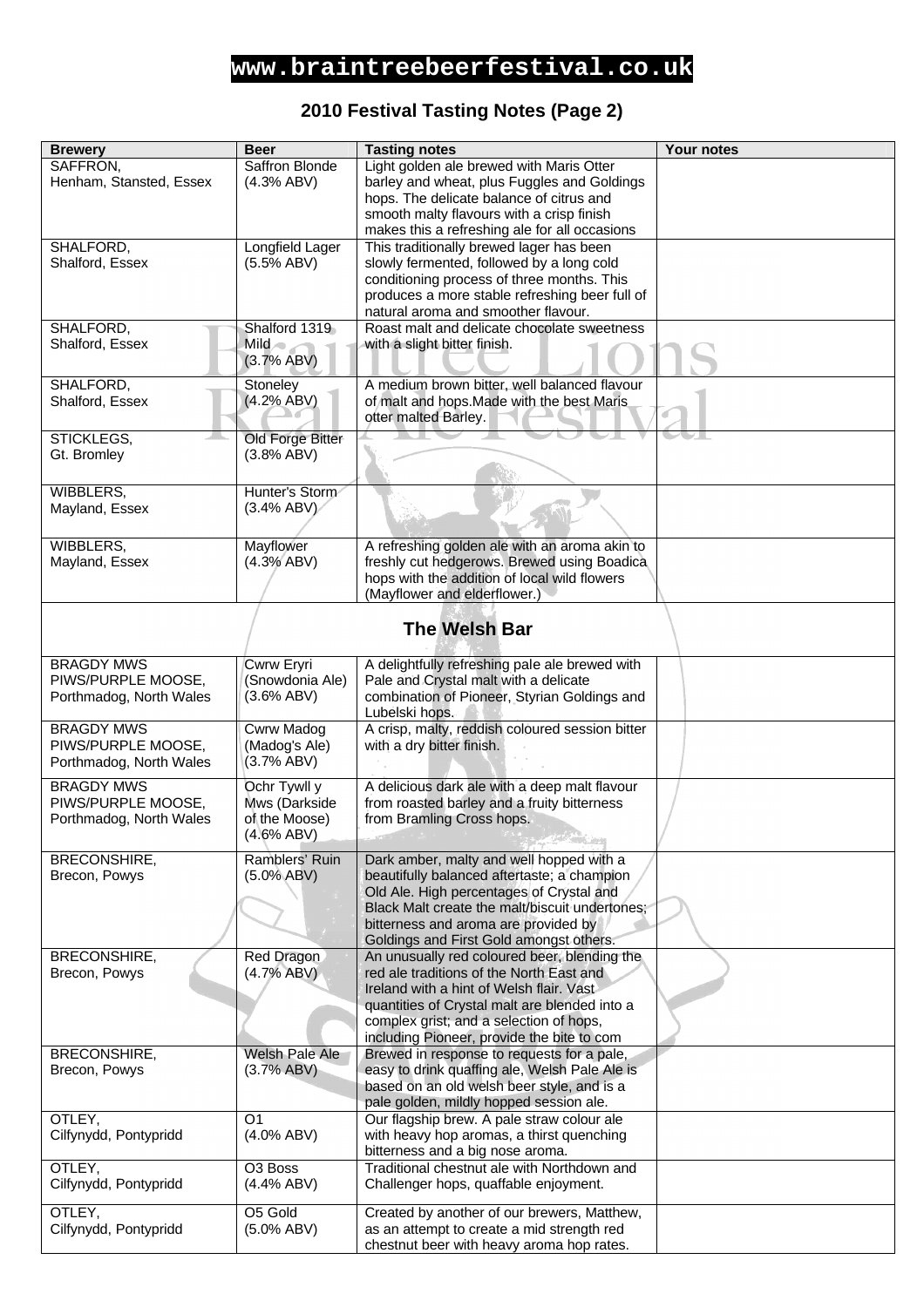# www.braintreebeerfestival.co.uk

## 2010 Festival Tasting Notes (Page 2)

| Brewery | Beer | Tasting notes | Your notes |
|---|---|---|---|
| SAFFRON, Henham, Stansted, Essex | Saffron Blonde (4.3% ABV) | Light golden ale brewed with Maris Otter barley and wheat, plus Fuggles and Goldings hops. The delicate balance of citrus and smooth malty flavours with a crisp finish makes this a refreshing ale for all occasions | |
| SHALFORD, Shalford, Essex | Longfield Lager (5.5% ABV) | This traditionally brewed lager has been slowly fermented, followed by a long cold conditioning process of three months. This produces a more stable refreshing beer full of natural aroma and smoother flavour. | |
| SHALFORD, Shalford, Essex | Shalford 1319 Mild (3.7% ABV) | Roast malt and delicate chocolate sweetness with a slight bitter finish. | |
| SHALFORD, Shalford, Essex | Stoneley (4.2% ABV) | A medium brown bitter, well balanced flavour of malt and hops.Made with the best Maris otter malted Barley. | |
| STICKLEGS, Gt. Bromley | Old Forge Bitter (3.8% ABV) | | |
| WIBBLERS, Mayland, Essex | Hunter's Storm (3.4% ABV) | | |
| WIBBLERS, Mayland, Essex | Mayflower (4.3% ABV) | A refreshing golden ale with an aroma akin to freshly cut hedgerows. Brewed using Boadica hops with the addition of local wild flowers (Mayflower and elderflower.) | |
| **The Welsh Bar** | | | |
| BRAGDY MWS PIWS/PURPLE MOOSE, Porthmadog, North Wales | Cwrw Eryri (Snowdonia Ale) (3.6% ABV) | A delightfully refreshing pale ale brewed with Pale and Crystal malt with a delicate combination of Pioneer, Styrian Goldings and Lubelski hops. | |
| BRAGDY MWS PIWS/PURPLE MOOSE, Porthmadog, North Wales | Cwrw Madog (Madog's Ale) (3.7% ABV) | A crisp, malty, reddish coloured session bitter with a dry bitter finish. | |
| BRAGDY MWS PIWS/PURPLE MOOSE, Porthmadog, North Wales | Ochr Tywll y Mws (Darkside of the Moose) (4.6% ABV) | A delicious dark ale with a deep malt flavour from roasted barley and a fruity bitterness from Bramling Cross hops. | |
| BRECONSHIRE, Brecon, Powys | Ramblers' Ruin (5.0% ABV) | Dark amber, malty and well hopped with a beautifully balanced aftertaste; a champion Old Ale. High percentages of Crystal and Black Malt create the malt/biscuit undertones; bitterness and aroma are provided by Goldings and First Gold amongst others. | |
| BRECONSHIRE, Brecon, Powys | Red Dragon (4.7% ABV) | An unusually red coloured beer, blending the red ale traditions of the North East and Ireland with a hint of Welsh flair. Vast quantities of Crystal malt are blended into a complex grist; and a selection of hops, including Pioneer, provide the bite to com | |
| BRECONSHIRE, Brecon, Powys | Welsh Pale Ale (3.7% ABV) | Brewed in response to requests for a pale, easy to drink quaffing ale, Welsh Pale Ale is based on an old welsh beer style, and is a pale golden, mildly hopped session ale. | |
| OTLEY, Cilfynydd, Pontypridd | O1 (4.0% ABV) | Our flagship brew. A pale straw colour ale with heavy hop aromas, a thirst quenching bitterness and a big nose aroma. | |
| OTLEY, Cilfynydd, Pontypridd | O3 Boss (4.4% ABV) | Traditional chestnut ale with Northdown and Challenger hops, quaffable enjoyment. | |
| OTLEY, Cilfynydd, Pontypridd | O5 Gold (5.0% ABV) | Created by another of our brewers, Matthew, as an attempt to create a mid strength red chestnut beer with heavy aroma hop rates. | |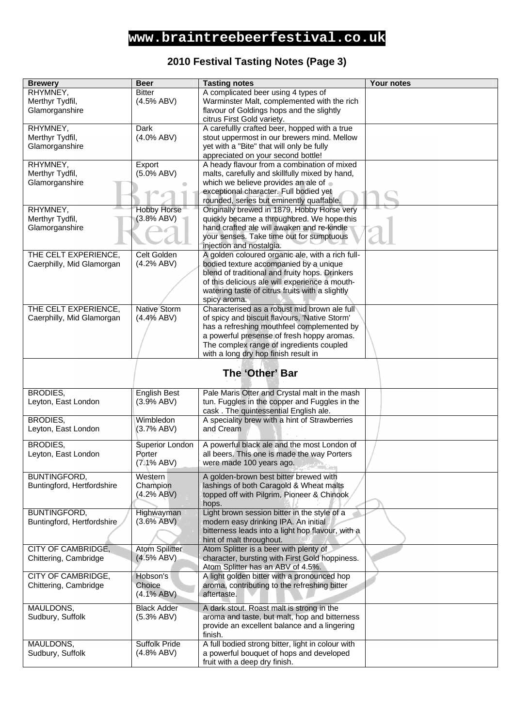**www.braintreebeerfestival.co.uk**

## 2010 Festival Tasting Notes (Page 3)

| Brewery | Beer | Tasting notes | Your notes |
|---|---|---|---|
| RHYMNEY, Merthyr Tydfil, Glamorganshire | Bitter (4.5% ABV) | A complicated beer using 4 types of Warminster Malt, complemented with the rich flavour of Goldings hops and the slightly citrus First Gold variety. | |
| RHYMNEY, Merthyr Tydfil, Glamorganshire | Dark (4.0% ABV) | A carefullly crafted beer, hopped with a true stout uppermost in our brewers mind. Mellow yet with a "Bite" that will only be fully appreciated on your second bottle! | |
| RHYMNEY, Merthyr Tydfil, Glamorganshire | Export (5.0% ABV) | A heady flavour from a combination of mixed malts, carefully and skillfully mixed by hand, which we believe provides an ale of exceptional character. Full bodied yet rounded, series but eminently quaffable. | |
| RHYMNEY, Merthyr Tydfil, Glamorganshire | Hobby Horse (3.8% ABV) | Originally brewed in 1879, Hobby Horse very quickly became a throughbred. We hope this hand crafted ale will awaken and re-kindle your senses. Take time out for sumptuous injection and nostalgia. | |
| THE CELT EXPERIENCE, Caerphilly, Mid Glamorgan | Celt Golden (4.2% ABV) | A golden coloured organic ale, with a rich full-bodied texture accompanied by a unique blend of traditional and fruity hops. Drinkers of this delicious ale will experience a mouth-watering taste of citrus fruits with a slightly spicy aroma. | |
| THE CELT EXPERIENCE, Caerphilly, Mid Glamorgan | Native Storm (4.4% ABV) | Characterised as a robust mid brown ale full of spicy and biscuit flavours, 'Native Storm' has a refreshing mouthfeel complemented by a powerful presense of fresh hoppy aromas. The complex range of ingredients coupled with a long dry hop finish result in | |
| **The 'Other' Bar** | | | |
| BRODIES, Leyton, East London | English Best (3.9% ABV) | Pale Maris Otter and Crystal malt in the mash tun. Fuggles in the copper and Fuggles in the cask . The quintessential English ale. | |
| BRODIES, Leyton, East London | Wimbledon (3.7% ABV) | A speciality brew with a hint of Strawberries and Cream | |
| BRODIES, Leyton, East London | Superior London Porter (7.1% ABV) | A powerful black ale and the most London of all beers. This one is made the way Porters were made 100 years ago. | |
| BUNTINGFORD, Buntingford, Hertfordshire | Western Champion (4.2% ABV) | A golden-brown best bitter brewed with lashings of both Caragold & Wheat malts topped off with Pilgrim, Pioneer & Chinook hops. | |
| BUNTINGFORD, Buntingford, Hertfordshire | Highwayman (3.6% ABV) | Light brown session bitter in the style of a modern easy drinking IPA. An initial bitterness leads into a light hop flavour, with a hint of malt throughout. | |
| CITY OF CAMBRIDGE, Chittering, Cambridge | Atom Spilitter (4.5% ABV) | Atom Splitter is a beer with plenty of character, bursting with First Gold hoppiness. Atom Splitter has an ABV of 4.5%. | |
| CITY OF CAMBRIDGE, Chittering, Cambridge | Hobson's Choice (4.1% ABV) | A light golden bitter with a pronounced hop aroma, contributing to the refreshing bitter aftertaste. | |
| MAULDONS, Sudbury, Suffolk | Black Adder (5.3% ABV) | A dark stout. Roast malt is strong in the aroma and taste, but malt, hop and bitterness provide an excellent balance and a lingering finish. | |
| MAULDONS, Sudbury, Suffolk | Suffolk Pride (4.8% ABV) | A full bodied strong bitter, light in colour with a powerful bouquet of hops and developed fruit with a deep dry finish. | |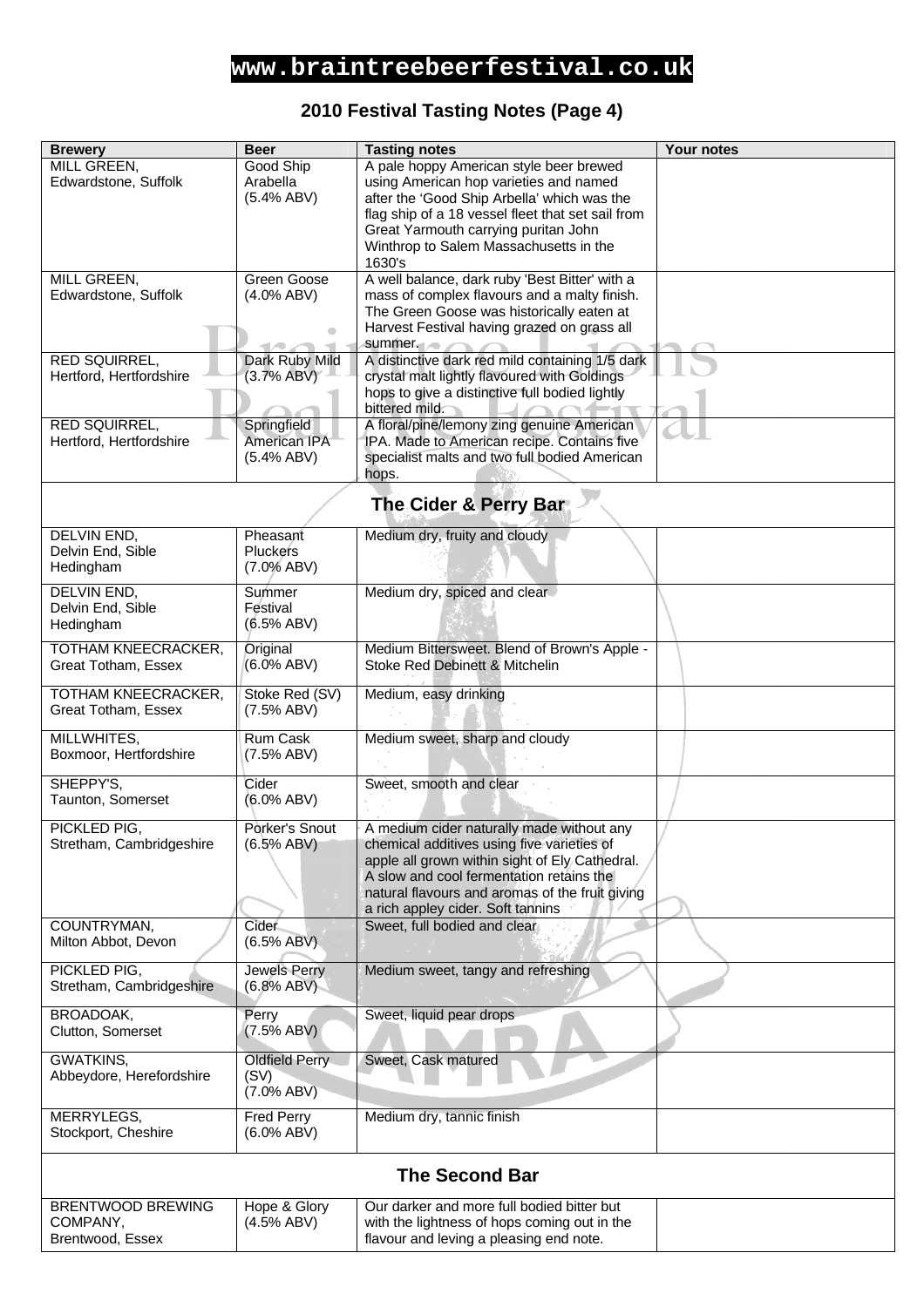# www.braintreebeerfestival.co.uk

## 2010 Festival Tasting Notes (Page 4)

| Brewery | Beer | Tasting notes | Your notes |
|---|---|---|---|
| MILL GREEN, Edwardstone, Suffolk | Good Ship Arabella (5.4% ABV) | A pale hoppy American style beer brewed using American hop varieties and named after the 'Good Ship Arbella' which was the flag ship of a 18 vessel fleet that set sail from Great Yarmouth carrying puritan John Winthrop to Salem Massachusetts in the 1630's | |
| MILL GREEN, Edwardstone, Suffolk | Green Goose (4.0% ABV) | A well balance, dark ruby 'Best Bitter' with a mass of complex flavours and a malty finish. The Green Goose was historically eaten at Harvest Festival having grazed on grass all summer. | |
| RED SQUIRREL, Hertford, Hertfordshire | Dark Ruby Mild (3.7% ABV) | A distinctive dark red mild containing 1/5 dark crystal malt lightly flavoured with Goldings hops to give a distinctive full bodied lightly bittered mild. | |
| RED SQUIRREL, Hertford, Hertfordshire | Springfield American IPA (5.4% ABV) | A floral/pine/lemony zing genuine American IPA. Made to American recipe. Contains five specialist malts and two full bodied American hops. | |
| **The Cider & Perry Bar** | | | |
| DELVIN END, Delvin End, Sible Hedingham | Pheasant Pluckers (7.0% ABV) | Medium dry, fruity and cloudy | |
| DELVIN END, Delvin End, Sible Hedingham | Summer Festival (6.5% ABV) | Medium dry, spiced and clear | |
| TOTHAM KNEECRACKER, Great Totham, Essex | Original (6.0% ABV) | Medium Bittersweet. Blend of Brown's Apple - Stoke Red Debinett & Mitchelin | |
| TOTHAM KNEECRACKER, Great Totham, Essex | Stoke Red (SV) (7.5% ABV) | Medium, easy drinking | |
| MILLWHITES, Boxmoor, Hertfordshire | Rum Cask (7.5% ABV) | Medium sweet, sharp and cloudy | |
| SHEPPY'S, Taunton, Somerset | Cider (6.0% ABV) | Sweet, smooth and clear | |
| PICKLED PIG, Stretham, Cambridgeshire | Porker's Snout (6.5% ABV) | A medium cider naturally made without any chemical additives using five varieties of apple all grown within sight of Ely Cathedral. A slow and cool fermentation retains the natural flavours and aromas of the fruit giving a rich appley cider. Soft tannins | |
| COUNTRYMAN, Milton Abbot, Devon | Cider (6.5% ABV) | Sweet, full bodied and clear | |
| PICKLED PIG, Stretham, Cambridgeshire | Jewels Perry (6.8% ABV) | Medium sweet, tangy and refreshing | |
| BROADOAK, Clutton, Somerset | Perry (7.5% ABV) | Sweet, liquid pear drops | |
| GWATKINS, Abbeydore, Herefordshire | Oldfield Perry (SV) (7.0% ABV) | Sweet, Cask matured | |
| MERRYLEGS, Stockport, Cheshire | Fred Perry (6.0% ABV) | Medium dry, tannic finish | |
| **The Second Bar** | | | |
| BRENTWOOD BREWING COMPANY, Brentwood, Essex | Hope & Glory (4.5% ABV) | Our darker and more full bodied bitter but with the lightness of hops coming out in the flavour and leving a pleasing end note. | |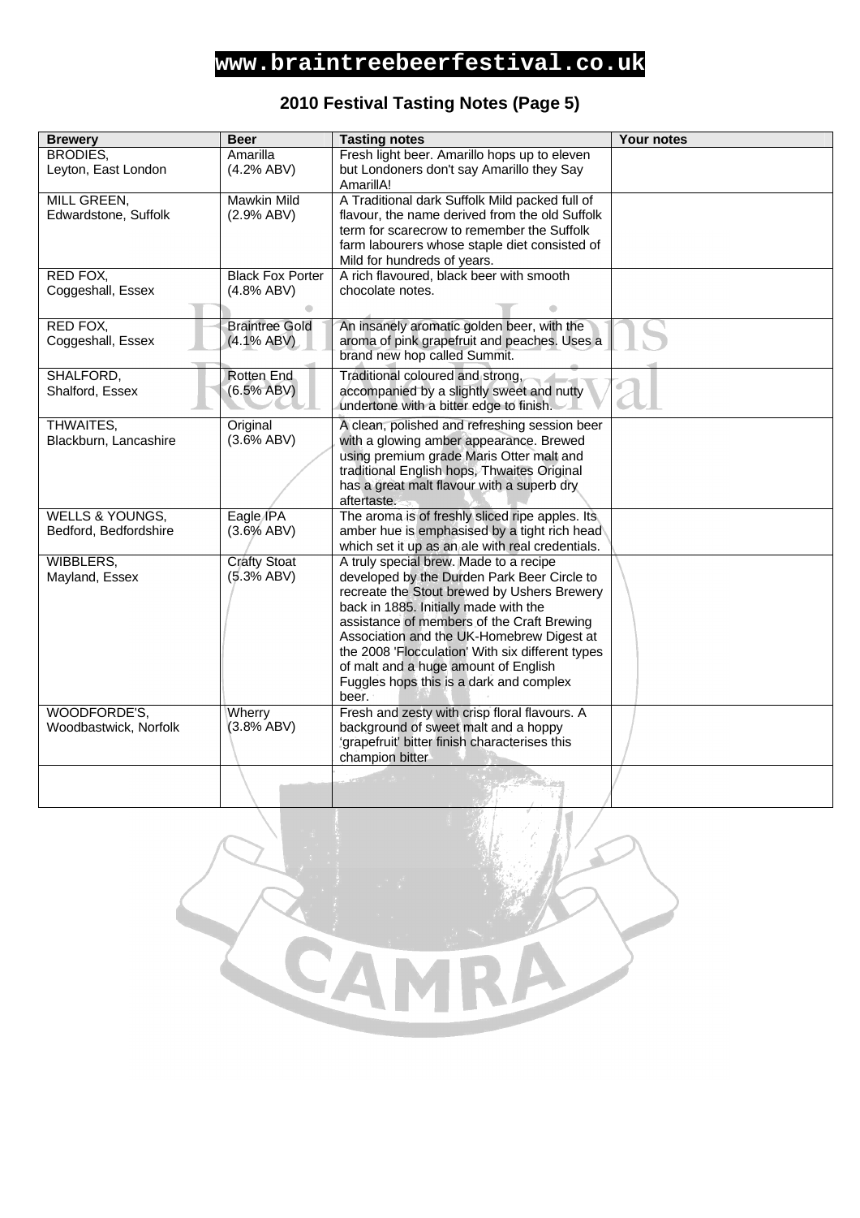**www.braintreebeerfestival.co.uk**

## 2010 Festival Tasting Notes (Page 5)

| Brewery | Beer | Tasting notes | Your notes |
|---|---|---|---|
| BRODIES, Leyton, East London | Amarilla (4.2% ABV) | Fresh light beer. Amarillo hops up to eleven but Londoners don't say Amarillo they Say AmarillA! | |
| MILL GREEN, Edwardstone, Suffolk | Mawkin Mild (2.9% ABV) | A Traditional dark Suffolk Mild packed full of flavour, the name derived from the old Suffolk term for scarecrow to remember the Suffolk farm labourers whose staple diet consisted of Mild for hundreds of years. | |
| RED FOX, Coggeshall, Essex | Black Fox Porter (4.8% ABV) | A rich flavoured, black beer with smooth chocolate notes. | |
| RED FOX, Coggeshall, Essex | Braintree Gold (4.1% ABV) | An insanely aromatic golden beer, with the aroma of pink grapefruit and peaches. Uses a brand new hop called Summit. | |
| SHALFORD, Shalford, Essex | Rotten End (6.5% ABV) | Traditional coloured and strong, accompanied by a slightly sweet and nutty undertone with a bitter edge to finish. | |
| THWAITES, Blackburn, Lancashire | Original (3.6% ABV) | A clean, polished and refreshing session beer with a glowing amber appearance. Brewed using premium grade Maris Otter malt and traditional English hops, Thwaites Original has a great malt flavour with a superb dry aftertaste. | |
| WELLS & YOUNGS, Bedford, Bedfordshire | Eagle IPA (3.6% ABV) | The aroma is of freshly sliced ripe apples. Its amber hue is emphasised by a tight rich head which set it up as an ale with real credentials. | |
| WIBBLERS, Mayland, Essex | Crafty Stoat (5.3% ABV) | A truly special brew. Made to a recipe developed by the Durden Park Beer Circle to recreate the Stout brewed by Ushers Brewery back in 1885. Initially made with the assistance of members of the Craft Brewing Association and the UK-Homebrew Digest at the 2008 'Flocculation' With six different types of malt and a huge amount of English Fuggles hops this is a dark and complex beer. | |
| WOODFORDE'S, Woodbastwick, Norfolk | Wherry (3.8% ABV) | Fresh and zesty with crisp floral flavours. A background of sweet malt and a hoppy 'grapefruit' bitter finish characterises this champion bitter | |
| | | | |